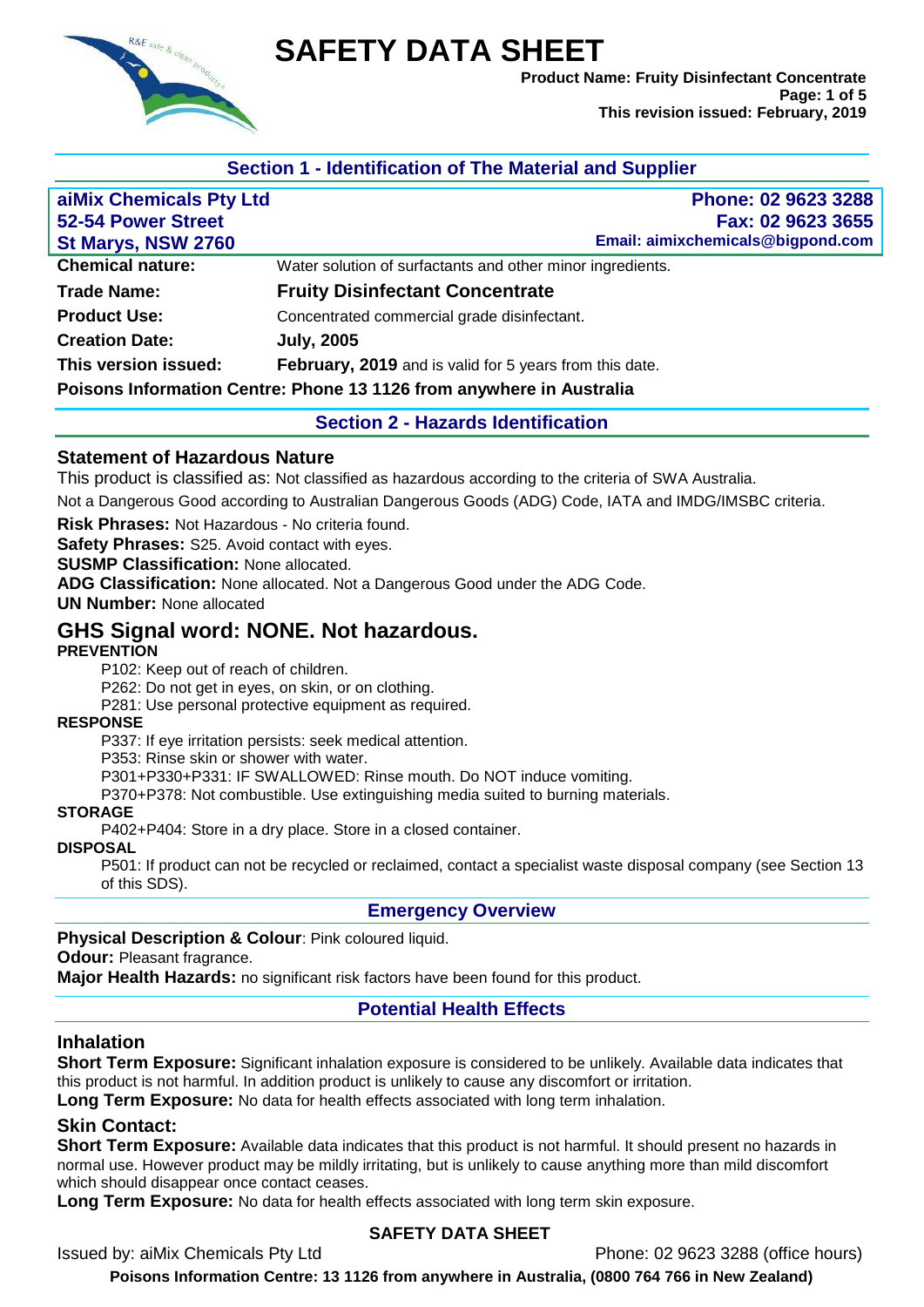# SAFETY DATA SHEET

**Product Name: Fruity Disinfectant Concentrate**
**This revision issued: February, 2019**

## Section 1 - Identification of The Material and Supplier

| **aiMix Chemicals Pty Ltd** | **Phone: 02 9623 3288** |
|---|---|
| **52-54 Power Street** | **Fax: 02 9623 3655** |
| **St Marys, NSW 2760** | **Email: aimixchemicals@bigpond.com** |

| | |
|---|---|
| **Chemical nature:** | Water solution of surfactants and other minor ingredients. |
| **Trade Name:** | **Fruity Disinfectant Concentrate** |
| **Product Use:** | Concentrated commercial grade disinfectant. |
| **Creation Date:** | **July, 2005** |
| **This version issued:** | **February, 2019** and is valid for 5 years from this date. |

**Poisons Information Centre: Phone 13 1126 from anywhere in Australia**

## Section 2 - Hazards Identification

### Statement of Hazardous Nature

This product is classified as: Not classified as hazardous according to the criteria of SWA Australia.

Not a Dangerous Good according to Australian Dangerous Goods (ADG) Code, IATA and IMDG/IMSBC criteria.

**Risk Phrases:** Not Hazardous - No criteria found.
**Safety Phrases:** S25. Avoid contact with eyes.
**SUSMP Classification:** None allocated.
**ADG Classification:** None allocated. Not a Dangerous Good under the ADG Code.
**UN Number:** None allocated

### GHS Signal word: NONE. Not hazardous.

**PREVENTION**

P102: Keep out of reach of children.
P262: Do not get in eyes, on skin, or on clothing.
P281: Use personal protective equipment as required.

**RESPONSE**

P337: If eye irritation persists: seek medical attention.
P353: Rinse skin or shower with water.
P301+P330+P331: IF SWALLOWED: Rinse mouth. Do NOT induce vomiting.
P370+P378: Not combustible. Use extinguishing media suited to burning materials.

**STORAGE**

P402+P404: Store in a dry place. Store in a closed container.

**DISPOSAL**

P501: If product can not be recycled or reclaimed, contact a specialist waste disposal company (see Section 13 of this SDS).

## Emergency Overview

**Physical Description & Colour**: Pink coloured liquid.
**Odour:** Pleasant fragrance.
**Major Health Hazards:** no significant risk factors have been found for this product.

## Potential Health Effects

### Inhalation

**Short Term Exposure:** Significant inhalation exposure is considered to be unlikely. Available data indicates that this product is not harmful. In addition product is unlikely to cause any discomfort or irritation.
**Long Term Exposure:** No data for health effects associated with long term inhalation.

### Skin Contact:

**Short Term Exposure:** Available data indicates that this product is not harmful. It should present no hazards in normal use. However product may be mildly irritating, but is unlikely to cause anything more than mild discomfort which should disappear once contact ceases.
**Long Term Exposure:** No data for health effects associated with long term skin exposure.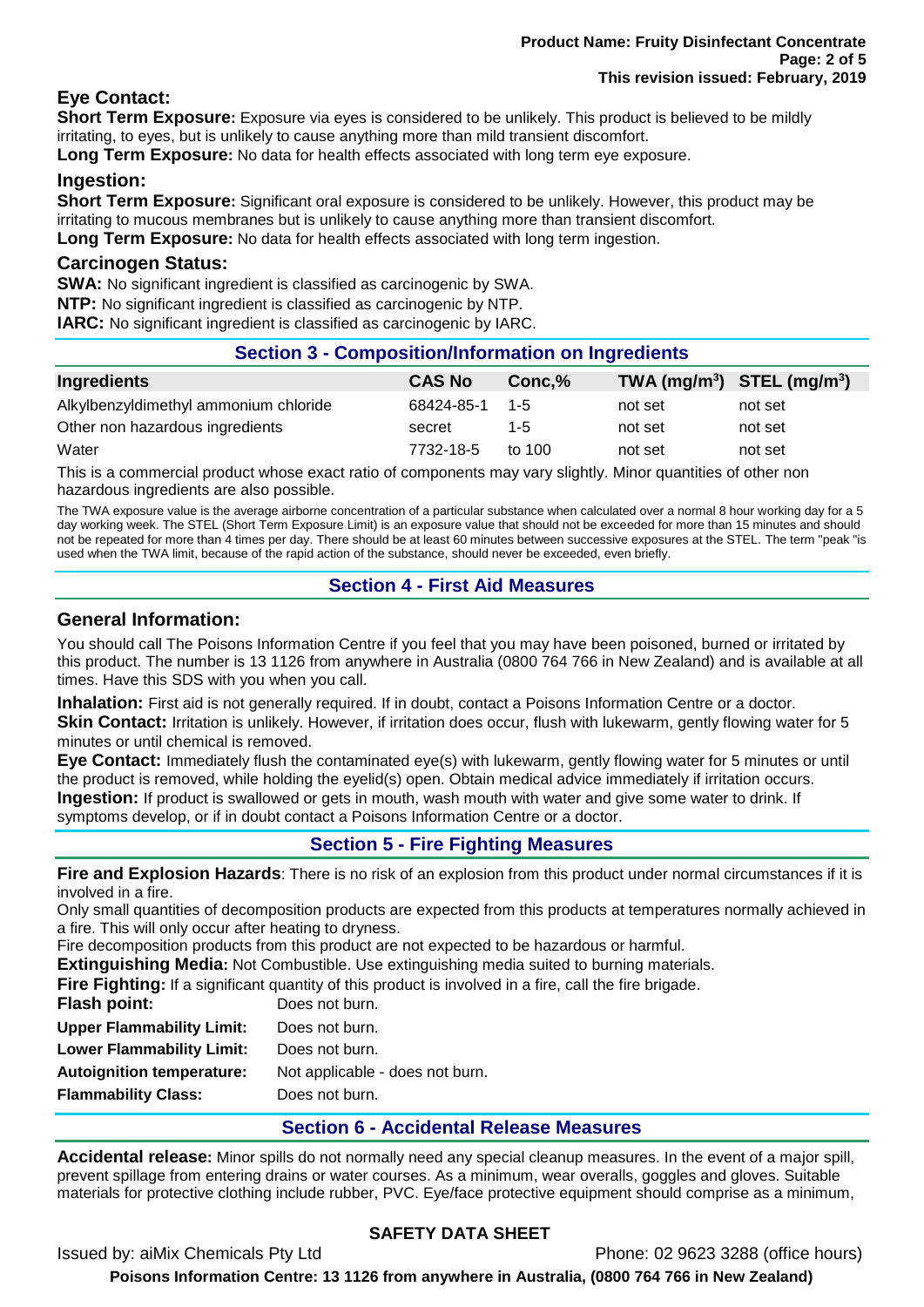## Eye Contact:

**Short Term Exposure:** Exposure via eyes is considered to be unlikely. This product is believed to be mildly irritating, to eyes, but is unlikely to cause anything more than mild transient discomfort.
**Long Term Exposure:** No data for health effects associated with long term eye exposure.

## Ingestion:

**Short Term Exposure:** Significant oral exposure is considered to be unlikely. However, this product may be irritating to mucous membranes but is unlikely to cause anything more than transient discomfort.
**Long Term Exposure:** No data for health effects associated with long term ingestion.

## Carcinogen Status:

**SWA:** No significant ingredient is classified as carcinogenic by SWA.
**NTP:** No significant ingredient is classified as carcinogenic by NTP.
**IARC:** No significant ingredient is classified as carcinogenic by IARC.

## Section 3 - Composition/Information on Ingredients

| Ingredients | CAS No | Conc,% | TWA ($mg/m^3$) | STEL ($mg/m^3$) |
|---|---|---|---|---|
| Alkylbenzyldimethyl ammonium chloride | 68424-85-1 | 1-5 | not set | not set |
| Other non hazardous ingredients | secret | 1-5 | not set | not set |
| Water | 7732-18-5 | to 100 | not set | not set |

This is a commercial product whose exact ratio of components may vary slightly. Minor quantities of other non hazardous ingredients are also possible.

The TWA exposure value is the average airborne concentration of a particular substance when calculated over a normal 8 hour working day for a 5 day working week. The STEL (Short Term Exposure Limit) is an exposure value that should not be exceeded for more than 15 minutes and should not be repeated for more than 4 times per day. There should be at least 60 minutes between successive exposures at the STEL. The term "peak "is used when the TWA limit, because of the rapid action of the substance, should never be exceeded, even briefly.

## Section 4 - First Aid Measures

## General Information:

You should call The Poisons Information Centre if you feel that you may have been poisoned, burned or irritated by this product. The number is 13 1126 from anywhere in Australia (0800 764 766 in New Zealand) and is available at all times. Have this SDS with you when you call.

**Inhalation:** First aid is not generally required. If in doubt, contact a Poisons Information Centre or a doctor.
**Skin Contact:** Irritation is unlikely. However, if irritation does occur, flush with lukewarm, gently flowing water for 5 minutes or until chemical is removed.
**Eye Contact:** Immediately flush the contaminated eye(s) with lukewarm, gently flowing water for 5 minutes or until the product is removed, while holding the eyelid(s) open. Obtain medical advice immediately if irritation occurs.
**Ingestion:** If product is swallowed or gets in mouth, wash mouth with water and give some water to drink. If symptoms develop, or if in doubt contact a Poisons Information Centre or a doctor.

## Section 5 - Fire Fighting Measures

**Fire and Explosion Hazards**: There is no risk of an explosion from this product under normal circumstances if it is involved in a fire.
Only small quantities of decomposition products are expected from this products at temperatures normally achieved in a fire. This will only occur after heating to dryness.
Fire decomposition products from this product are not expected to be hazardous or harmful.
**Extinguishing Media:** Not Combustible. Use extinguishing media suited to burning materials.
**Fire Fighting:** If a significant quantity of this product is involved in a fire, call the fire brigade.

**Flash point:** Does not burn.
**Upper Flammability Limit:** Does not burn.
**Lower Flammability Limit:** Does not burn.
**Autoignition temperature:** Not applicable - does not burn.
**Flammability Class:** Does not burn.

## Section 6 - Accidental Release Measures

**Accidental release:** Minor spills do not normally need any special cleanup measures. In the event of a major spill, prevent spillage from entering drains or water courses. As a minimum, wear overalls, goggles and gloves. Suitable materials for protective clothing include rubber, PVC. Eye/face protective equipment should comprise as a minimum,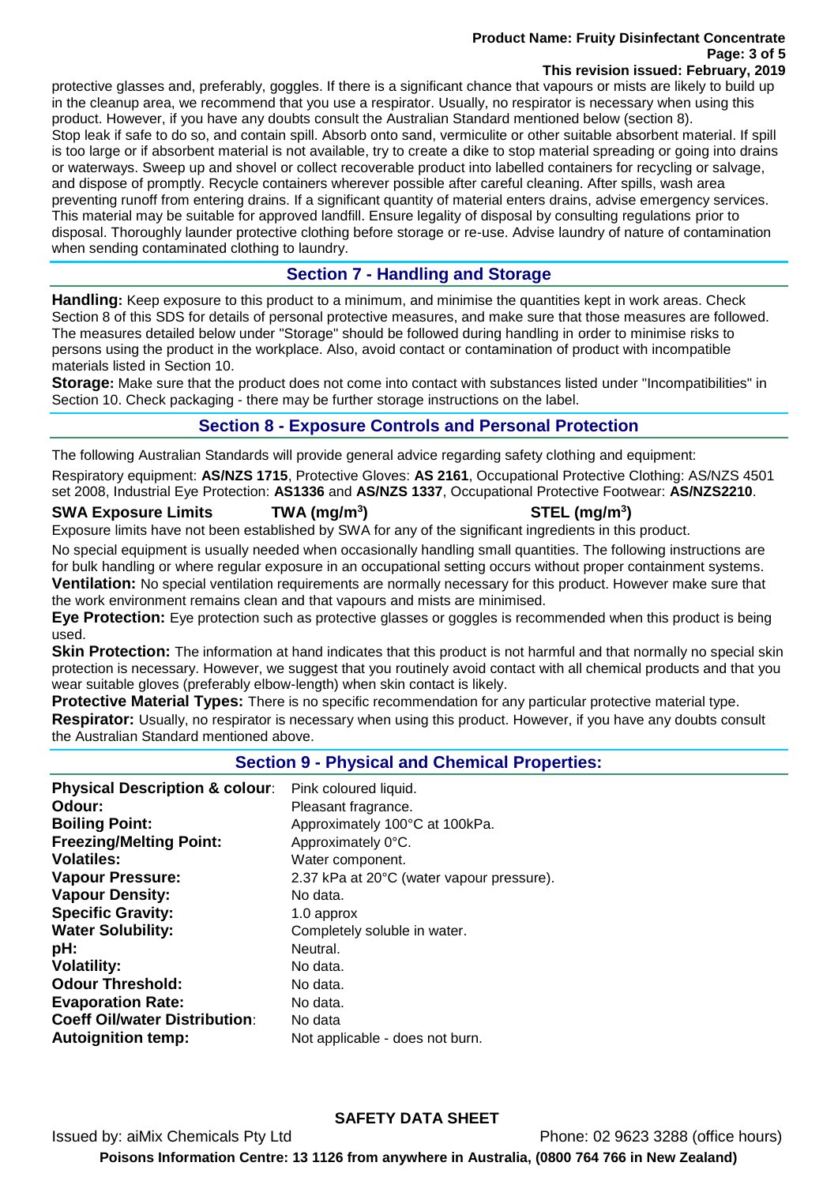protective glasses and, preferably, goggles. If there is a significant chance that vapours or mists are likely to build up in the cleanup area, we recommend that you use a respirator. Usually, no respirator is necessary when using this product. However, if you have any doubts consult the Australian Standard mentioned below (section 8).
Stop leak if safe to do so, and contain spill. Absorb onto sand, vermiculite or other suitable absorbent material. If spill is too large or if absorbent material is not available, try to create a dike to stop material spreading or going into drains or waterways. Sweep up and shovel or collect recoverable product into labelled containers for recycling or salvage, and dispose of promptly. Recycle containers wherever possible after careful cleaning. After spills, wash area preventing runoff from entering drains. If a significant quantity of material enters drains, advise emergency services. This material may be suitable for approved landfill. Ensure legality of disposal by consulting regulations prior to disposal. Thoroughly launder protective clothing before storage or re-use. Advise laundry of nature of contamination when sending contaminated clothing to laundry.

## Section 7 - Handling and Storage

**Handling:** Keep exposure to this product to a minimum, and minimise the quantities kept in work areas. Check Section 8 of this SDS for details of personal protective measures, and make sure that those measures are followed. The measures detailed below under "Storage" should be followed during handling in order to minimise risks to persons using the product in the workplace. Also, avoid contact or contamination of product with incompatible materials listed in Section 10.

**Storage:** Make sure that the product does not come into contact with substances listed under "Incompatibilities" in Section 10. Check packaging - there may be further storage instructions on the label.

## Section 8 - Exposure Controls and Personal Protection

The following Australian Standards will provide general advice regarding safety clothing and equipment:

Respiratory equipment: **AS/NZS 1715**, Protective Gloves: **AS 2161**, Occupational Protective Clothing: AS/NZS 4501 set 2008, Industrial Eye Protection: **AS1336** and **AS/NZS 1337**, Occupational Protective Footwear: **AS/NZS2210**.

| SWA Exposure Limits | TWA ($mg/m^3$) | STEL ($mg/m^3$) |
|---|---|---|

Exposure limits have not been established by SWA for any of the significant ingredients in this product.

No special equipment is usually needed when occasionally handling small quantities. The following instructions are for bulk handling or where regular exposure in an occupational setting occurs without proper containment systems.

**Ventilation:** No special ventilation requirements are normally necessary for this product. However make sure that the work environment remains clean and that vapours and mists are minimised.

**Eye Protection:** Eye protection such as protective glasses or goggles is recommended when this product is being used.

**Skin Protection:** The information at hand indicates that this product is not harmful and that normally no special skin protection is necessary. However, we suggest that you routinely avoid contact with all chemical products and that you wear suitable gloves (preferably elbow-length) when skin contact is likely.

**Protective Material Types:** There is no specific recommendation for any particular protective material type.

**Respirator:** Usually, no respirator is necessary when using this product. However, if you have any doubts consult the Australian Standard mentioned above.

## Section 9 - Physical and Chemical Properties:

| | |
|---|---|
| **Physical Description & colour**: | Pink coloured liquid. |
| **Odour:** | Pleasant fragrance. |
| **Boiling Point:** | Approximately 100°C at 100kPa. |
| **Freezing/Melting Point:** | Approximately 0°C. |
| **Volatiles:** | Water component. |
| **Vapour Pressure:** | 2.37 kPa at 20°C (water vapour pressure). |
| **Vapour Density:** | No data. |
| **Specific Gravity:** | 1.0 approx |
| **Water Solubility:** | Completely soluble in water. |
| **pH:** | Neutral. |
| **Volatility:** | No data. |
| **Odour Threshold:** | No data. |
| **Evaporation Rate:** | No data. |
| **Coeff Oil/water Distribution**: | No data |
| **Autoignition temp:** | Not applicable - does not burn. |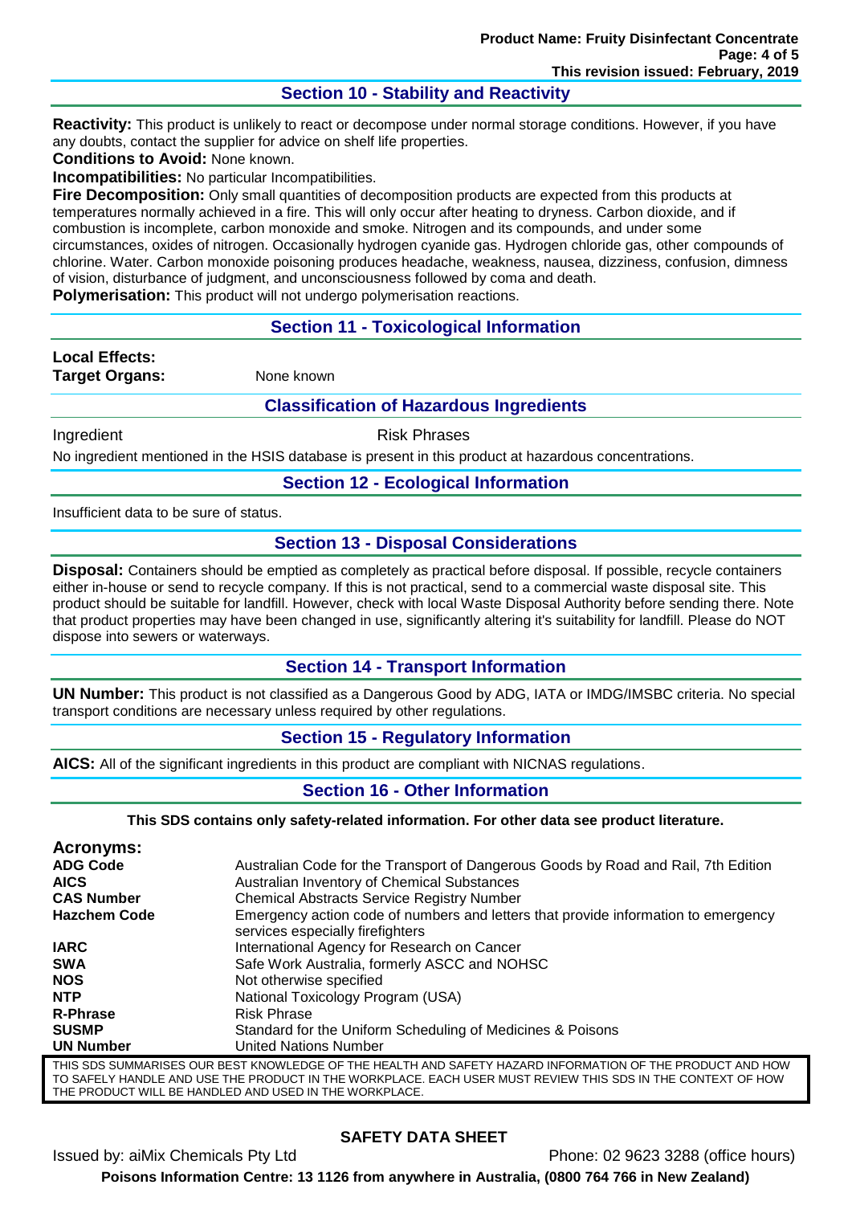## Section 10 - Stability and Reactivity

**Reactivity:** This product is unlikely to react or decompose under normal storage conditions. However, if you have any doubts, contact the supplier for advice on shelf life properties.

**Conditions to Avoid:** None known.

**Incompatibilities:** No particular Incompatibilities.

**Fire Decomposition:** Only small quantities of decomposition products are expected from this products at temperatures normally achieved in a fire. This will only occur after heating to dryness. Carbon dioxide, and if combustion is incomplete, carbon monoxide and smoke. Nitrogen and its compounds, and under some circumstances, oxides of nitrogen. Occasionally hydrogen cyanide gas. Hydrogen chloride gas, other compounds of chlorine. Water. Carbon monoxide poisoning produces headache, weakness, nausea, dizziness, confusion, dimness of vision, disturbance of judgment, and unconsciousness followed by coma and death.

**Polymerisation:** This product will not undergo polymerisation reactions.

## Section 11 - Toxicological Information

**Local Effects:**

**Target Organs:** None known

### Classification of Hazardous Ingredients

| Ingredient | Risk Phrases |
|---|---|

No ingredient mentioned in the HSIS database is present in this product at hazardous concentrations.

## Section 12 - Ecological Information

Insufficient data to be sure of status.

## Section 13 - Disposal Considerations

**Disposal:** Containers should be emptied as completely as practical before disposal. If possible, recycle containers either in-house or send to recycle company. If this is not practical, send to a commercial waste disposal site. This product should be suitable for landfill. However, check with local Waste Disposal Authority before sending there. Note that product properties may have been changed in use, significantly altering it's suitability for landfill. Please do NOT dispose into sewers or waterways.

## Section 14 - Transport Information

**UN Number:** This product is not classified as a Dangerous Good by ADG, IATA or IMDG/IMSBC criteria. No special transport conditions are necessary unless required by other regulations.

## Section 15 - Regulatory Information

**AICS:** All of the significant ingredients in this product are compliant with NICNAS regulations.

## Section 16 - Other Information

**This SDS contains only safety-related information. For other data see product literature.**

### Acronyms:

| | |
|---|---|
| **ADG Code** | Australian Code for the Transport of Dangerous Goods by Road and Rail, 7th Edition |
| **AICS** | Australian Inventory of Chemical Substances |
| **CAS Number** | Chemical Abstracts Service Registry Number |
| **Hazchem Code** | Emergency action code of numbers and letters that provide information to emergency services especially firefighters |
| **IARC** | International Agency for Research on Cancer |
| **SWA** | Safe Work Australia, formerly ASCC and NOHSC |
| **NOS** | Not otherwise specified |
| **NTP** | National Toxicology Program (USA) |
| **R-Phrase** | Risk Phrase |
| **SUSMP** | Standard for the Uniform Scheduling of Medicines & Poisons |
| **UN Number** | United Nations Number |

THIS SDS SUMMARISES OUR BEST KNOWLEDGE OF THE HEALTH AND SAFETY HAZARD INFORMATION OF THE PRODUCT AND HOW TO SAFELY HANDLE AND USE THE PRODUCT IN THE WORKPLACE. EACH USER MUST REVIEW THIS SDS IN THE CONTEXT OF HOW THE PRODUCT WILL BE HANDLED AND USED IN THE WORKPLACE.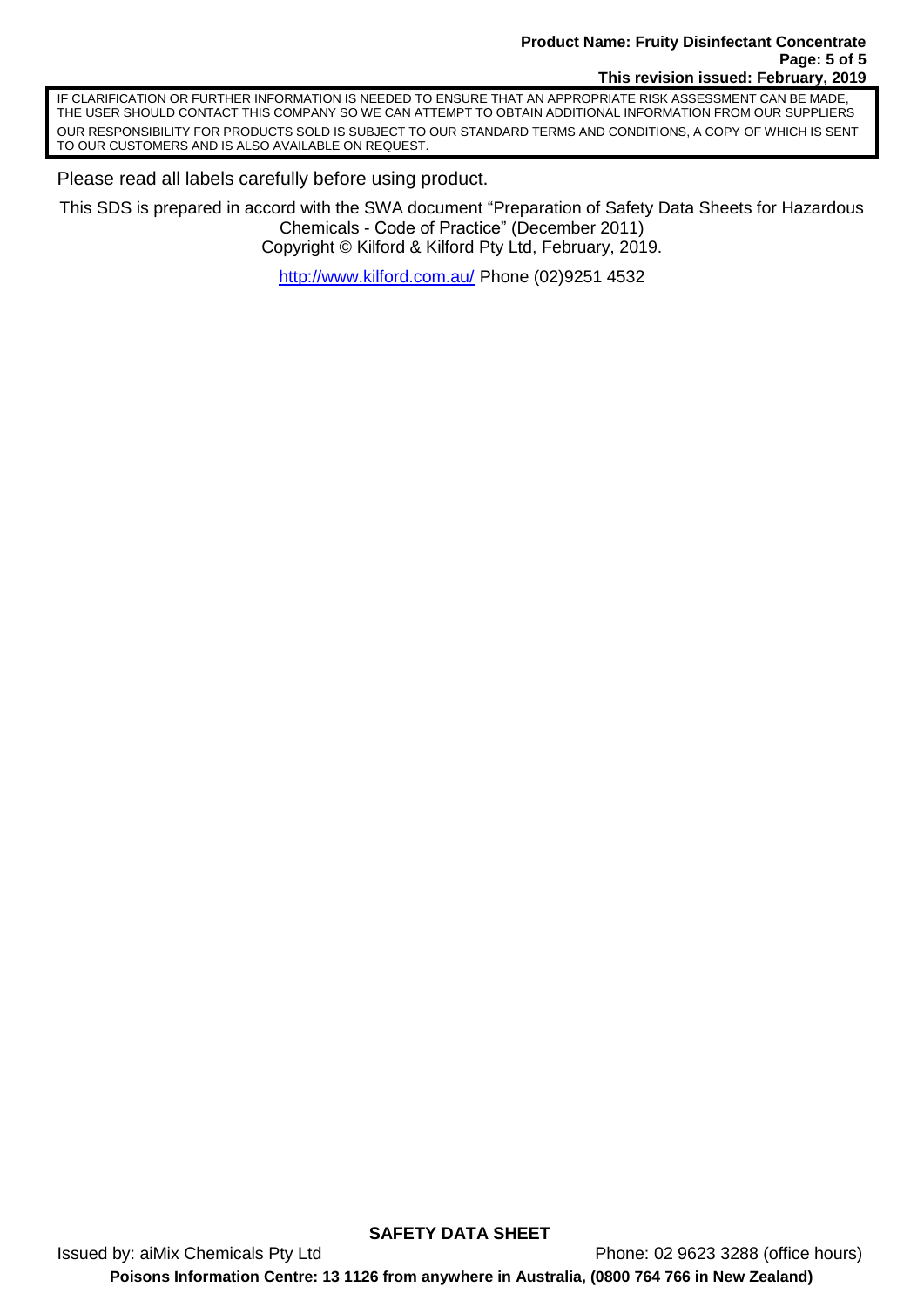IF CLARIFICATION OR FURTHER INFORMATION IS NEEDED TO ENSURE THAT AN APPROPRIATE RISK ASSESSMENT CAN BE MADE, THE USER SHOULD CONTACT THIS COMPANY SO WE CAN ATTEMPT TO OBTAIN ADDITIONAL INFORMATION FROM OUR SUPPLIERS

OUR RESPONSIBILITY FOR PRODUCTS SOLD IS SUBJECT TO OUR STANDARD TERMS AND CONDITIONS, A COPY OF WHICH IS SENT TO OUR CUSTOMERS AND IS ALSO AVAILABLE ON REQUEST.

Please read all labels carefully before using product.

This SDS is prepared in accord with the SWA document "Preparation of Safety Data Sheets for Hazardous Chemicals - Code of Practice" (December 2011)
Copyright © Kilford & Kilford Pty Ltd, February, 2019.

http://www.kilford.com.au/ Phone (02)9251 4532